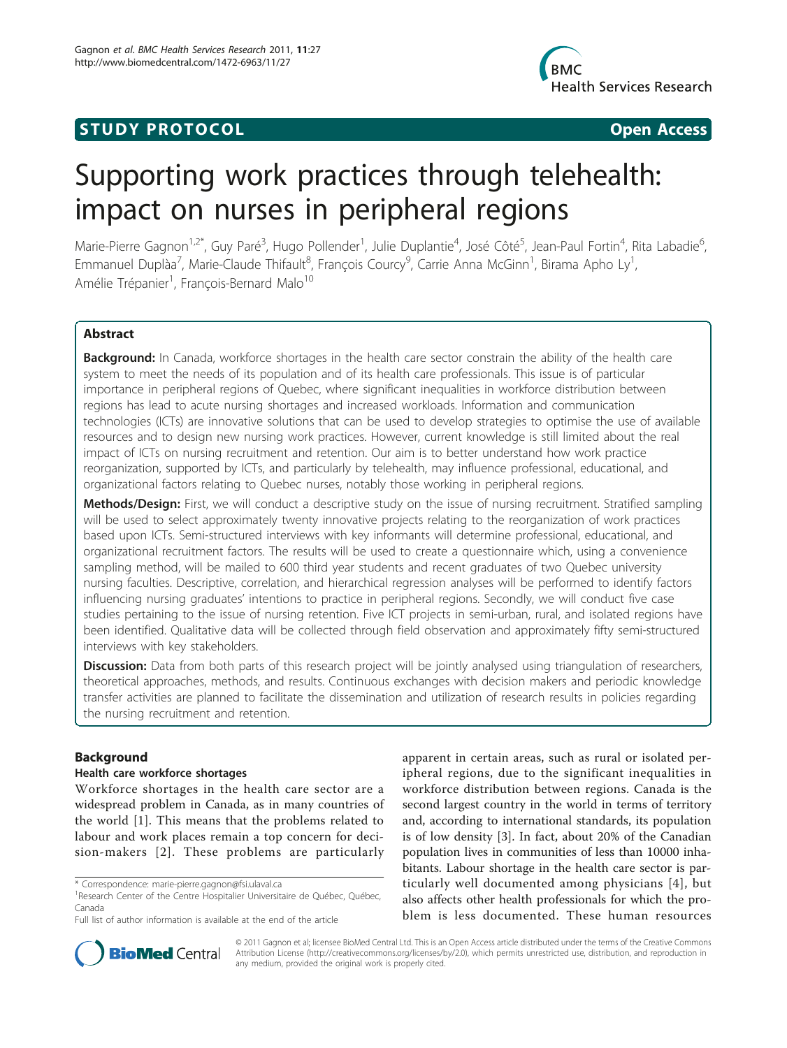**STUDY PROTOCOL** **Open Access**

# Supporting work practices through telehealth: impact on nurses in peripheral regions

Marie-Pierre Gagnon[1,2*], Guy Paré[3], Hugo Pollender[1], Julie Duplantie[4], José Côté[5], Jean-Paul Fortin[4], Rita Labadie[6], Emmanuel Duplàa[7], Marie-Claude Thifault[8], François Courcy[9], Carrie Anna McGinn[1], Birama Apho Ly[1], Amélie Trépanier[1], François-Bernard Malo[10]

## Abstract

**Background:** In Canada, workforce shortages in the health care sector constrain the ability of the health care system to meet the needs of its population and of its health care professionals. This issue is of particular importance in peripheral regions of Quebec, where significant inequalities in workforce distribution between regions has lead to acute nursing shortages and increased workloads. Information and communication technologies (ICTs) are innovative solutions that can be used to develop strategies to optimise the use of available resources and to design new nursing work practices. However, current knowledge is still limited about the real impact of ICTs on nursing recruitment and retention. Our aim is to better understand how work practice reorganization, supported by ICTs, and particularly by telehealth, may influence professional, educational, and organizational factors relating to Quebec nurses, notably those working in peripheral regions.

**Methods/Design:** First, we will conduct a descriptive study on the issue of nursing recruitment. Stratified sampling will be used to select approximately twenty innovative projects relating to the reorganization of work practices based upon ICTs. Semi-structured interviews with key informants will determine professional, educational, and organizational recruitment factors. The results will be used to create a questionnaire which, using a convenience sampling method, will be mailed to 600 third year students and recent graduates of two Quebec university nursing faculties. Descriptive, correlation, and hierarchical regression analyses will be performed to identify factors influencing nursing graduates' intentions to practice in peripheral regions. Secondly, we will conduct five case studies pertaining to the issue of nursing retention. Five ICT projects in semi-urban, rural, and isolated regions have been identified. Qualitative data will be collected through field observation and approximately fifty semi-structured interviews with key stakeholders.

**Discussion:** Data from both parts of this research project will be jointly analysed using triangulation of researchers, theoretical approaches, methods, and results. Continuous exchanges with decision makers and periodic knowledge transfer activities are planned to facilitate the dissemination and utilization of research results in policies regarding the nursing recruitment and retention.

## Background

### Health care workforce shortages

Workforce shortages in the health care sector are a widespread problem in Canada, as in many countries of the world [1]. This means that the problems related to labour and work places remain a top concern for decision-makers [2]. These problems are particularly apparent in certain areas, such as rural or isolated peripheral regions, due to the significant inequalities in workforce distribution between regions. Canada is the second largest country in the world in terms of territory and, according to international standards, its population is of low density [3]. In fact, about 20% of the Canadian population lives in communities of less than 10000 inhabitants. Labour shortage in the health care sector is particularly well documented among physicians [4], but also affects other health professionals for which the problem is less documented. These human resources

\* Correspondence: marie-pierre.gagnon@fsi.ulaval.ca

[1]Research Center of the Centre Hospitalier Universitaire de Québec, Québec, Canada

Full list of author information is available at the end of the article

© 2011 Gagnon et al; licensee BioMed Central Ltd. This is an Open Access article distributed under the terms of the Creative Commons Attribution License (http://creativecommons.org/licenses/by/2.0), which permits unrestricted use, distribution, and reproduction in any medium, provided the original work is properly cited.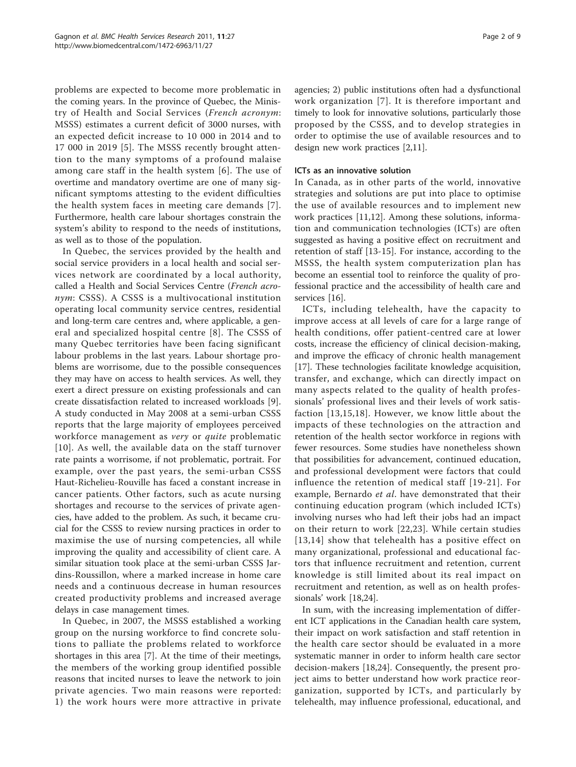problems are expected to become more problematic in the coming years. In the province of Quebec, the Ministry of Health and Social Services (*French acronym*: MSSS) estimates a current deficit of 3000 nurses, with an expected deficit increase to 10 000 in 2014 and to 17 000 in 2019 [5]. The MSSS recently brought attention to the many symptoms of a profound malaise among care staff in the health system [6]. The use of overtime and mandatory overtime are one of many significant symptoms attesting to the evident difficulties the health system faces in meeting care demands [7]. Furthermore, health care labour shortages constrain the system's ability to respond to the needs of institutions, as well as to those of the population.

In Quebec, the services provided by the health and social service providers in a local health and social services network are coordinated by a local authority, called a Health and Social Services Centre (*French acronym*: CSSS). A CSSS is a multivocational institution operating local community service centres, residential and long-term care centres and, where applicable, a general and specialized hospital centre [8]. The CSSS of many Quebec territories have been facing significant labour problems in the last years. Labour shortage problems are worrisome, due to the possible consequences they may have on access to health services. As well, they exert a direct pressure on existing professionals and can create dissatisfaction related to increased workloads [9]. A study conducted in May 2008 at a semi-urban CSSS reports that the large majority of employees perceived workforce management as *very* or *quite* problematic [10]. As well, the available data on the staff turnover rate paints a worrisome, if not problematic, portrait. For example, over the past years, the semi-urban CSSS Haut-Richelieu-Rouville has faced a constant increase in cancer patients. Other factors, such as acute nursing shortages and recourse to the services of private agencies, have added to the problem. As such, it became crucial for the CSSS to review nursing practices in order to maximise the use of nursing competencies, all while improving the quality and accessibility of client care. A similar situation took place at the semi-urban CSSS Jardins-Roussillon, where a marked increase in home care needs and a continuous decrease in human resources created productivity problems and increased average delays in case management times.

In Quebec, in 2007, the MSSS established a working group on the nursing workforce to find concrete solutions to palliate the problems related to workforce shortages in this area [7]. At the time of their meetings, the members of the working group identified possible reasons that incited nurses to leave the network to join private agencies. Two main reasons were reported: 1) the work hours were more attractive in private agencies; 2) public institutions often had a dysfunctional work organization [7]. It is therefore important and timely to look for innovative solutions, particularly those proposed by the CSSS, and to develop strategies in order to optimise the use of available resources and to design new work practices [2,11].

### ICTs as an innovative solution

In Canada, as in other parts of the world, innovative strategies and solutions are put into place to optimise the use of available resources and to implement new work practices [11,12]. Among these solutions, information and communication technologies (ICTs) are often suggested as having a positive effect on recruitment and retention of staff [13-15]. For instance, according to the MSSS, the health system computerization plan has become an essential tool to reinforce the quality of professional practice and the accessibility of health care and services [16].

ICTs, including telehealth, have the capacity to improve access at all levels of care for a large range of health conditions, offer patient-centred care at lower costs, increase the efficiency of clinical decision-making, and improve the efficacy of chronic health management [17]. These technologies facilitate knowledge acquisition, transfer, and exchange, which can directly impact on many aspects related to the quality of health professionals' professional lives and their levels of work satisfaction [13,15,18]. However, we know little about the impacts of these technologies on the attraction and retention of the health sector workforce in regions with fewer resources. Some studies have nonetheless shown that possibilities for advancement, continued education, and professional development were factors that could influence the retention of medical staff [19-21]. For example, Bernardo *et al.* have demonstrated that their continuing education program (which included ICTs) involving nurses who had left their jobs had an impact on their return to work [22,23]. While certain studies [13,14] show that telehealth has a positive effect on many organizational, professional and educational factors that influence recruitment and retention, current knowledge is still limited about its real impact on recruitment and retention, as well as on health professionals' work [18,24].

In sum, with the increasing implementation of different ICT applications in the Canadian health care system, their impact on work satisfaction and staff retention in the health care sector should be evaluated in a more systematic manner in order to inform health care sector decision-makers [18,24]. Consequently, the present project aims to better understand how work practice reorganization, supported by ICTs, and particularly by telehealth, may influence professional, educational, and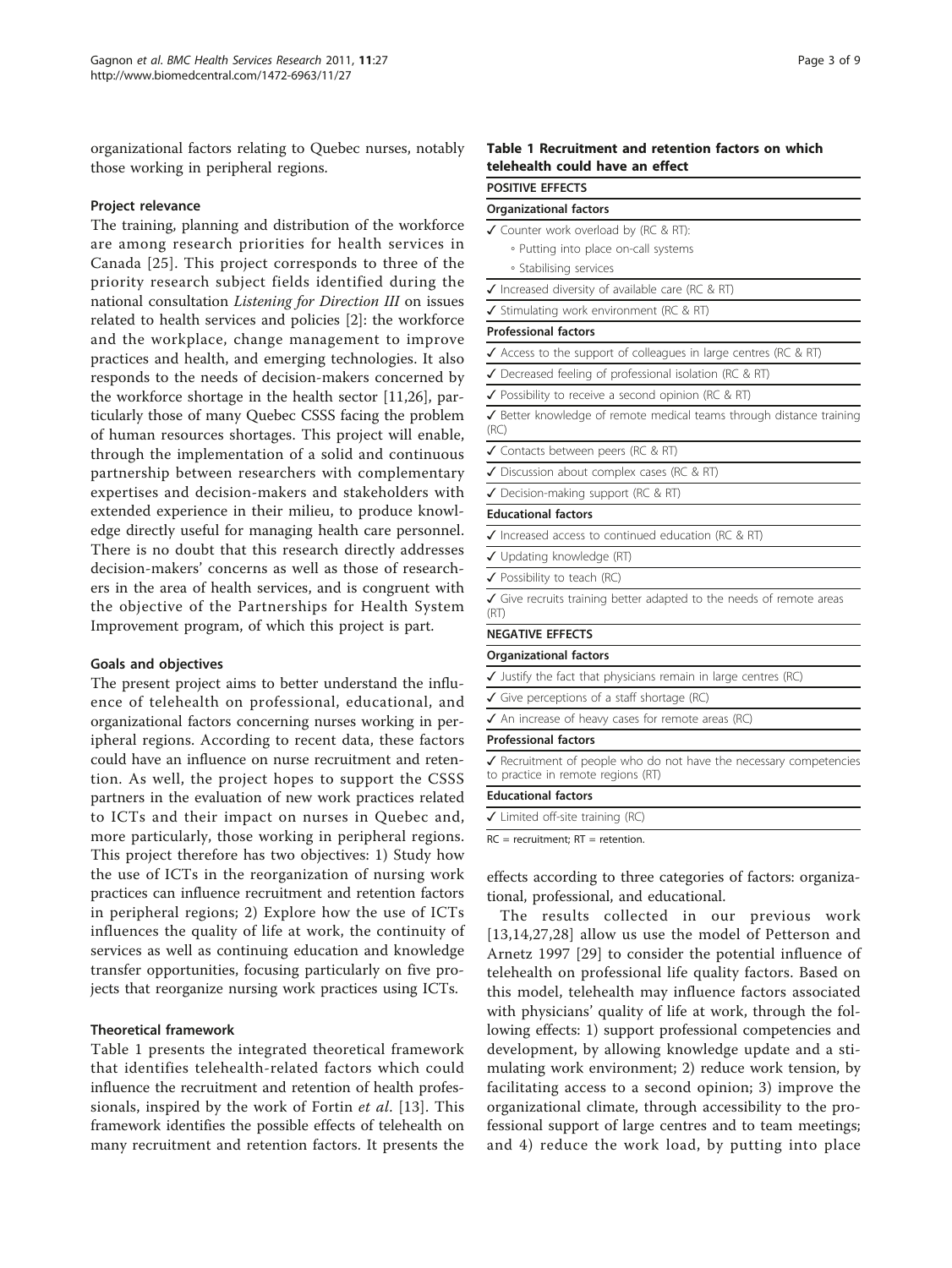organizational factors relating to Quebec nurses, notably those working in peripheral regions.

### Project relevance

The training, planning and distribution of the workforce are among research priorities for health services in Canada [25]. This project corresponds to three of the priority research subject fields identified during the national consultation *Listening for Direction III* on issues related to health services and policies [2]: the workforce and the workplace, change management to improve practices and health, and emerging technologies. It also responds to the needs of decision-makers concerned by the workforce shortage in the health sector [11,26], particularly those of many Quebec CSSS facing the problem of human resources shortages. This project will enable, through the implementation of a solid and continuous partnership between researchers with complementary expertises and decision-makers and stakeholders with extended experience in their milieu, to produce knowledge directly useful for managing health care personnel. There is no doubt that this research directly addresses decision-makers' concerns as well as those of researchers in the area of health services, and is congruent with the objective of the Partnerships for Health System Improvement program, of which this project is part.

### Goals and objectives

The present project aims to better understand the influence of telehealth on professional, educational, and organizational factors concerning nurses working in peripheral regions. According to recent data, these factors could have an influence on nurse recruitment and retention. As well, the project hopes to support the CSSS partners in the evaluation of new work practices related to ICTs and their impact on nurses in Quebec and, more particularly, those working in peripheral regions. This project therefore has two objectives: 1) Study how the use of ICTs in the reorganization of nursing work practices can influence recruitment and retention factors in peripheral regions; 2) Explore how the use of ICTs influences the quality of life at work, the continuity of services as well as continuing education and knowledge transfer opportunities, focusing particularly on five projects that reorganize nursing work practices using ICTs.

### Theoretical framework

Table 1 presents the integrated theoretical framework that identifies telehealth-related factors which could influence the recruitment and retention of health professionals, inspired by the work of Fortin *et al*. [13]. This framework identifies the possible effects of telehealth on many recruitment and retention factors. It presents the effects according to three categories of factors: organizational, professional, and educational.

**Table 1 Recruitment and retention factors on which telehealth could have an effect**

| POSITIVE EFFECTS |
|---|
| **Organizational factors** |
| ✓ Counter work overload by (RC & RT): ◦ Putting into place on-call systems ◦ Stabilising services |
| ✓ Increased diversity of available care (RC & RT) |
| ✓ Stimulating work environment (RC & RT) |
| **Professional factors** |
| ✓ Access to the support of colleagues in large centres (RC & RT) |
| ✓ Decreased feeling of professional isolation (RC & RT) |
| ✓ Possibility to receive a second opinion (RC & RT) |
| ✓ Better knowledge of remote medical teams through distance training (RC) |
| ✓ Contacts between peers (RC & RT) |
| ✓ Discussion about complex cases (RC & RT) |
| ✓ Decision-making support (RC & RT) |
| **Educational factors** |
| ✓ Increased access to continued education (RC & RT) |
| ✓ Updating knowledge (RT) |
| ✓ Possibility to teach (RC) |
| ✓ Give recruits training better adapted to the needs of remote areas (RT) |
| **NEGATIVE EFFECTS** |
| **Organizational factors** |
| ✓ Justify the fact that physicians remain in large centres (RC) |
| ✓ Give perceptions of a staff shortage (RC) |
| ✓ An increase of heavy cases for remote areas (RC) |
| **Professional factors** |
| ✓ Recruitment of people who do not have the necessary competencies to practice in remote regions (RT) |
| **Educational factors** |
| ✓ Limited off-site training (RC) |

RC = recruitment; RT = retention.

The results collected in our previous work [13,14,27,28] allow us use the model of Petterson and Arnetz 1997 [29] to consider the potential influence of telehealth on professional life quality factors. Based on this model, telehealth may influence factors associated with physicians' quality of life at work, through the following effects: 1) support professional competencies and development, by allowing knowledge update and a stimulating work environment; 2) reduce work tension, by facilitating access to a second opinion; 3) improve the organizational climate, through accessibility to the professional support of large centres and to team meetings; and 4) reduce the work load, by putting into place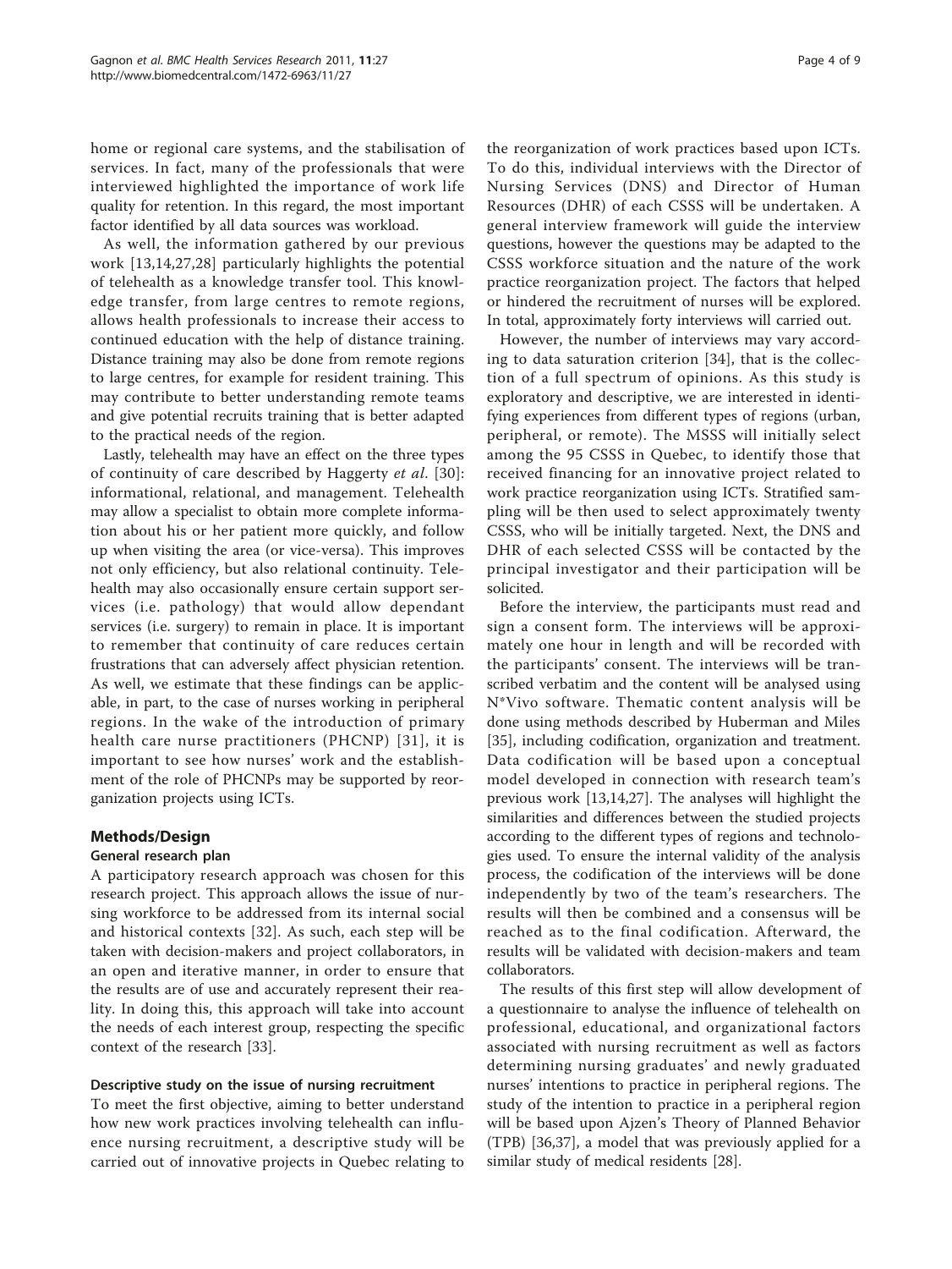home or regional care systems, and the stabilisation of services. In fact, many of the professionals that were interviewed highlighted the importance of work life quality for retention. In this regard, the most important factor identified by all data sources was workload.

As well, the information gathered by our previous work [13,14,27,28] particularly highlights the potential of telehealth as a knowledge transfer tool. This knowledge transfer, from large centres to remote regions, allows health professionals to increase their access to continued education with the help of distance training. Distance training may also be done from remote regions to large centres, for example for resident training. This may contribute to better understanding remote teams and give potential recruits training that is better adapted to the practical needs of the region.

Lastly, telehealth may have an effect on the three types of continuity of care described by Haggerty *et al*. [30]: informational, relational, and management. Telehealth may allow a specialist to obtain more complete information about his or her patient more quickly, and follow up when visiting the area (or vice-versa). This improves not only efficiency, but also relational continuity. Telehealth may also occasionally ensure certain support services (i.e. pathology) that would allow dependant services (i.e. surgery) to remain in place. It is important to remember that continuity of care reduces certain frustrations that can adversely affect physician retention. As well, we estimate that these findings can be applicable, in part, to the case of nurses working in peripheral regions. In the wake of the introduction of primary health care nurse practitioners (PHCNP) [31], it is important to see how nurses' work and the establishment of the role of PHCNPs may be supported by reorganization projects using ICTs.

## Methods/Design

### General research plan

A participatory research approach was chosen for this research project. This approach allows the issue of nursing workforce to be addressed from its internal social and historical contexts [32]. As such, each step will be taken with decision-makers and project collaborators, in an open and iterative manner, in order to ensure that the results are of use and accurately represent their reality. In doing this, this approach will take into account the needs of each interest group, respecting the specific context of the research [33].

### Descriptive study on the issue of nursing recruitment

To meet the first objective, aiming to better understand how new work practices involving telehealth can influence nursing recruitment, a descriptive study will be carried out of innovative projects in Quebec relating to the reorganization of work practices based upon ICTs. To do this, individual interviews with the Director of Nursing Services (DNS) and Director of Human Resources (DHR) of each CSSS will be undertaken. A general interview framework will guide the interview questions, however the questions may be adapted to the CSSS workforce situation and the nature of the work practice reorganization project. The factors that helped or hindered the recruitment of nurses will be explored. In total, approximately forty interviews will carried out.

However, the number of interviews may vary according to data saturation criterion [34], that is the collection of a full spectrum of opinions. As this study is exploratory and descriptive, we are interested in identifying experiences from different types of regions (urban, peripheral, or remote). The MSSS will initially select among the 95 CSSS in Quebec, to identify those that received financing for an innovative project related to work practice reorganization using ICTs. Stratified sampling will be then used to select approximately twenty CSSS, who will be initially targeted. Next, the DNS and DHR of each selected CSSS will be contacted by the principal investigator and their participation will be solicited.

Before the interview, the participants must read and sign a consent form. The interviews will be approximately one hour in length and will be recorded with the participants' consent. The interviews will be transcribed verbatim and the content will be analysed using N*Vivo software. Thematic content analysis will be done using methods described by Huberman and Miles [35], including codification, organization and treatment. Data codification will be based upon a conceptual model developed in connection with research team's previous work [13,14,27]. The analyses will highlight the similarities and differences between the studied projects according to the different types of regions and technologies used. To ensure the internal validity of the analysis process, the codification of the interviews will be done independently by two of the team's researchers. The results will then be combined and a consensus will be reached as to the final codification. Afterward, the results will be validated with decision-makers and team collaborators.

The results of this first step will allow development of a questionnaire to analyse the influence of telehealth on professional, educational, and organizational factors associated with nursing recruitment as well as factors determining nursing graduates' and newly graduated nurses' intentions to practice in peripheral regions. The study of the intention to practice in a peripheral region will be based upon Ajzen's Theory of Planned Behavior (TPB) [36,37], a model that was previously applied for a similar study of medical residents [28].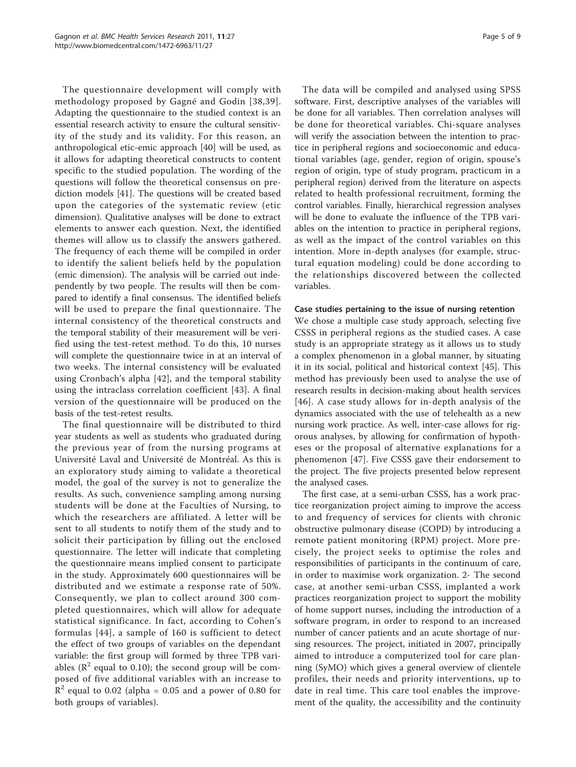The questionnaire development will comply with methodology proposed by Gagné and Godin [38,39]. Adapting the questionnaire to the studied context is an essential research activity to ensure the cultural sensitivity of the study and its validity. For this reason, an anthropological etic-emic approach [40] will be used, as it allows for adapting theoretical constructs to content specific to the studied population. The wording of the questions will follow the theoretical consensus on prediction models [41]. The questions will be created based upon the categories of the systematic review (etic dimension). Qualitative analyses will be done to extract elements to answer each question. Next, the identified themes will allow us to classify the answers gathered. The frequency of each theme will be compiled in order to identify the salient beliefs held by the population (emic dimension). The analysis will be carried out independently by two people. The results will then be compared to identify a final consensus. The identified beliefs will be used to prepare the final questionnaire. The internal consistency of the theoretical constructs and the temporal stability of their measurement will be verified using the test-retest method. To do this, 10 nurses will complete the questionnaire twice in at an interval of two weeks. The internal consistency will be evaluated using Cronbach's alpha [42], and the temporal stability using the intraclass correlation coefficient [43]. A final version of the questionnaire will be produced on the basis of the test-retest results.

The final questionnaire will be distributed to third year students as well as students who graduated during the previous year of from the nursing programs at Université Laval and Université de Montréal. As this is an exploratory study aiming to validate a theoretical model, the goal of the survey is not to generalize the results. As such, convenience sampling among nursing students will be done at the Faculties of Nursing, to which the researchers are affiliated. A letter will be sent to all students to notify them of the study and to solicit their participation by filling out the enclosed questionnaire. The letter will indicate that completing the questionnaire means implied consent to participate in the study. Approximately 600 questionnaires will be distributed and we estimate a response rate of 50%. Consequently, we plan to collect around 300 completed questionnaires, which will allow for adequate statistical significance. In fact, according to Cohen's formulas [44], a sample of 160 is sufficient to detect the effect of two groups of variables on the dependant variable: the first group will formed by three TPB variables ($R^2$ equal to 0.10); the second group will be composed of five additional variables with an increase to $R^2$ equal to 0.02 (alpha = 0.05 and a power of 0.80 for both groups of variables).

The data will be compiled and analysed using SPSS software. First, descriptive analyses of the variables will be done for all variables. Then correlation analyses will be done for theoretical variables. Chi-square analyses will verify the association between the intention to practice in peripheral regions and socioeconomic and educational variables (age, gender, region of origin, spouse's region of origin, type of study program, practicum in a peripheral region) derived from the literature on aspects related to health professional recruitment, forming the control variables. Finally, hierarchical regression analyses will be done to evaluate the influence of the TPB variables on the intention to practice in peripheral regions, as well as the impact of the control variables on this intention. More in-depth analyses (for example, structural equation modeling) could be done according to the relationships discovered between the collected variables.

#### Case studies pertaining to the issue of nursing retention

We chose a multiple case study approach, selecting five CSSS in peripheral regions as the studied cases. A case study is an appropriate strategy as it allows us to study a complex phenomenon in a global manner, by situating it in its social, political and historical context [45]. This method has previously been used to analyse the use of research results in decision-making about health services [46]. A case study allows for in-depth analysis of the dynamics associated with the use of telehealth as a new nursing work practice. As well, inter-case allows for rigorous analyses, by allowing for confirmation of hypotheses or the proposal of alternative explanations for a phenomenon [47]. Five CSSS gave their endorsement to the project. The five projects presented below represent the analysed cases.

The first case, at a semi-urban CSSS, has a work practice reorganization project aiming to improve the access to and frequency of services for clients with chronic obstructive pulmonary disease (COPD) by introducing a remote patient monitoring (RPM) project. More precisely, the project seeks to optimise the roles and responsibilities of participants in the continuum of care, in order to maximise work organization. 2- The second case, at another semi-urban CSSS, implanted a work practices reorganization project to support the mobility of home support nurses, including the introduction of a software program, in order to respond to an increased number of cancer patients and an acute shortage of nursing resources. The project, initiated in 2007, principally aimed to introduce a computerized tool for care planning (SyMO) which gives a general overview of clientele profiles, their needs and priority interventions, up to date in real time. This care tool enables the improvement of the quality, the accessibility and the continuity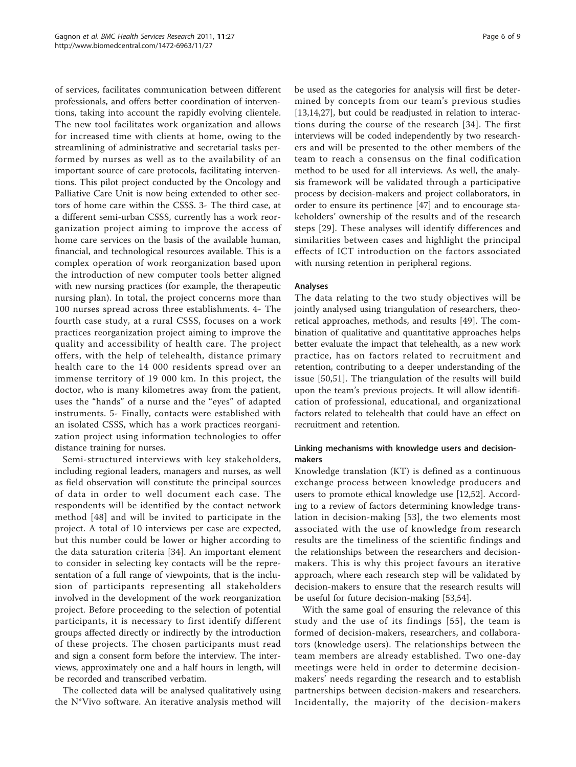of services, facilitates communication between different professionals, and offers better coordination of interventions, taking into account the rapidly evolving clientele. The new tool facilitates work organization and allows for increased time with clients at home, owing to the streamlining of administrative and secretarial tasks performed by nurses as well as to the availability of an important source of care protocols, facilitating interventions. This pilot project conducted by the Oncology and Palliative Care Unit is now being extended to other sectors of home care within the CSSS. 3- The third case, at a different semi-urban CSSS, currently has a work reorganization project aiming to improve the access of home care services on the basis of the available human, financial, and technological resources available. This is a complex operation of work reorganization based upon the introduction of new computer tools better aligned with new nursing practices (for example, the therapeutic nursing plan). In total, the project concerns more than 100 nurses spread across three establishments. 4- The fourth case study, at a rural CSSS, focuses on a work practices reorganization project aiming to improve the quality and accessibility of health care. The project offers, with the help of telehealth, distance primary health care to the 14 000 residents spread over an immense territory of 19 000 km. In this project, the doctor, who is many kilometres away from the patient, uses the "hands" of a nurse and the "eyes" of adapted instruments. 5- Finally, contacts were established with an isolated CSSS, which has a work practices reorganization project using information technologies to offer distance training for nurses.

Semi-structured interviews with key stakeholders, including regional leaders, managers and nurses, as well as field observation will constitute the principal sources of data in order to well document each case. The respondents will be identified by the contact network method [48] and will be invited to participate in the project. A total of 10 interviews per case are expected, but this number could be lower or higher according to the data saturation criteria [34]. An important element to consider in selecting key contacts will be the representation of a full range of viewpoints, that is the inclusion of participants representing all stakeholders involved in the development of the work reorganization project. Before proceeding to the selection of potential participants, it is necessary to first identify different groups affected directly or indirectly by the introduction of these projects. The chosen participants must read and sign a consent form before the interview. The interviews, approximately one and a half hours in length, will be recorded and transcribed verbatim.

The collected data will be analysed qualitatively using the N*Vivo software. An iterative analysis method will be used as the categories for analysis will first be determined by concepts from our team's previous studies [13,14,27], but could be readjusted in relation to interactions during the course of the research [34]. The first interviews will be coded independently by two researchers and will be presented to the other members of the team to reach a consensus on the final codification method to be used for all interviews. As well, the analysis framework will be validated through a participative process by decision-makers and project collaborators, in order to ensure its pertinence [47] and to encourage stakeholders' ownership of the results and of the research steps [29]. These analyses will identify differences and similarities between cases and highlight the principal effects of ICT introduction on the factors associated with nursing retention in peripheral regions.

### Analyses

The data relating to the two study objectives will be jointly analysed using triangulation of researchers, theoretical approaches, methods, and results [49]. The combination of qualitative and quantitative approaches helps better evaluate the impact that telehealth, as a new work practice, has on factors related to recruitment and retention, contributing to a deeper understanding of the issue [50,51]. The triangulation of the results will build upon the team's previous projects. It will allow identification of professional, educational, and organizational factors related to telehealth that could have an effect on recruitment and retention.

### Linking mechanisms with knowledge users and decision-makers

Knowledge translation (KT) is defined as a continuous exchange process between knowledge producers and users to promote ethical knowledge use [12,52]. According to a review of factors determining knowledge translation in decision-making [53], the two elements most associated with the use of knowledge from research results are the timeliness of the scientific findings and the relationships between the researchers and decision-makers. This is why this project favours an iterative approach, where each research step will be validated by decision-makers to ensure that the research results will be useful for future decision-making [53,54].

With the same goal of ensuring the relevance of this study and the use of its findings [55], the team is formed of decision-makers, researchers, and collaborators (knowledge users). The relationships between the team members are already established. Two one-day meetings were held in order to determine decision-makers' needs regarding the research and to establish partnerships between decision-makers and researchers. Incidentally, the majority of the decision-makers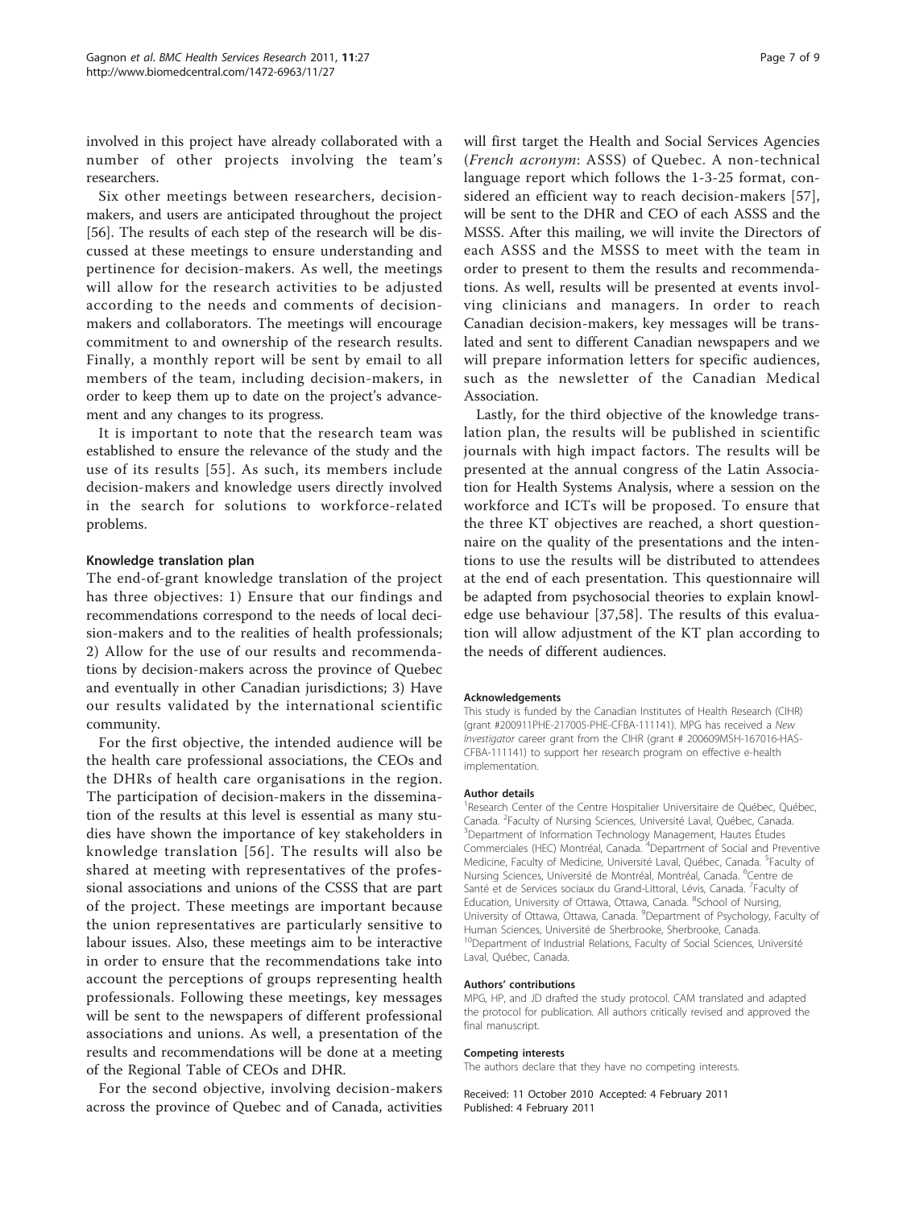involved in this project have already collaborated with a number of other projects involving the team's researchers.

Six other meetings between researchers, decision-makers, and users are anticipated throughout the project [56]. The results of each step of the research will be discussed at these meetings to ensure understanding and pertinence for decision-makers. As well, the meetings will allow for the research activities to be adjusted according to the needs and comments of decision-makers and collaborators. The meetings will encourage commitment to and ownership of the research results. Finally, a monthly report will be sent by email to all members of the team, including decision-makers, in order to keep them up to date on the project's advancement and any changes to its progress.

It is important to note that the research team was established to ensure the relevance of the study and the use of its results [55]. As such, its members include decision-makers and knowledge users directly involved in the search for solutions to workforce-related problems.

#### Knowledge translation plan

The end-of-grant knowledge translation of the project has three objectives: 1) Ensure that our findings and recommendations correspond to the needs of local decision-makers and to the realities of health professionals; 2) Allow for the use of our results and recommendations by decision-makers across the province of Quebec and eventually in other Canadian jurisdictions; 3) Have our results validated by the international scientific community.

For the first objective, the intended audience will be the health care professional associations, the CEOs and the DHRs of health care organisations in the region. The participation of decision-makers in the dissemination of the results at this level is essential as many studies have shown the importance of key stakeholders in knowledge translation [56]. The results will also be shared at meeting with representatives of the professional associations and unions of the CSSS that are part of the project. These meetings are important because the union representatives are particularly sensitive to labour issues. Also, these meetings aim to be interactive in order to ensure that the recommendations take into account the perceptions of groups representing health professionals. Following these meetings, key messages will be sent to the newspapers of different professional associations and unions. As well, a presentation of the results and recommendations will be done at a meeting of the Regional Table of CEOs and DHR.

For the second objective, involving decision-makers across the province of Quebec and of Canada, activities will first target the Health and Social Services Agencies (*French acronym*: ASSS) of Quebec. A non-technical language report which follows the 1-3-25 format, considered an efficient way to reach decision-makers [57], will be sent to the DHR and CEO of each ASSS and the MSSS. After this mailing, we will invite the Directors of each ASSS and the MSSS to meet with the team in order to present to them the results and recommendations. As well, results will be presented at events involving clinicians and managers. In order to reach Canadian decision-makers, key messages will be translated and sent to different Canadian newspapers and we will prepare information letters for specific audiences, such as the newsletter of the Canadian Medical Association.

Lastly, for the third objective of the knowledge translation plan, the results will be published in scientific journals with high impact factors. The results will be presented at the annual congress of the Latin Association for Health Systems Analysis, where a session on the workforce and ICTs will be proposed. To ensure that the three KT objectives are reached, a short questionnaire on the quality of the presentations and the intentions to use the results will be distributed to attendees at the end of each presentation. This questionnaire will be adapted from psychosocial theories to explain knowledge use behaviour [37,58]. The results of this evaluation will allow adjustment of the KT plan according to the needs of different audiences.

#### Acknowledgements

This study is funded by the Canadian Institutes of Health Research (CIHR) (grant #200911PHE-217005-PHE-CFBA-111141). MPG has received a *New Investigator* career grant from the CIHR (grant # 200609MSH-167016-HAS-CFBA-111141) to support her research program on effective e-health implementation.

#### Author details

[1]Research Center of the Centre Hospitalier Universitaire de Québec, Québec, Canada. [2]Faculty of Nursing Sciences, Université Laval, Québec, Canada. [3]Department of Information Technology Management, Hautes Études Commerciales (HEC) Montréal, Canada. [4]Department of Social and Preventive Medicine, Faculty of Medicine, Université Laval, Québec, Canada. [5]Faculty of Nursing Sciences, Université de Montréal, Montréal, Canada. [6]Centre de Santé et de Services sociaux du Grand-Littoral, Lévis, Canada. [7]Faculty of Education, University of Ottawa, Ottawa, Canada. [8]School of Nursing, University of Ottawa, Ottawa, Canada. [9]Department of Psychology, Faculty of Human Sciences, Université de Sherbrooke, Sherbrooke, Canada. [10]Department of Industrial Relations, Faculty of Social Sciences, Université Laval, Québec, Canada.

#### Authors' contributions

MPG, HP, and JD drafted the study protocol. CAM translated and adapted the protocol for publication. All authors critically revised and approved the final manuscript.

#### Competing interests

The authors declare that they have no competing interests.

Received: 11 October 2010 Accepted: 4 February 2011
Published: 4 February 2011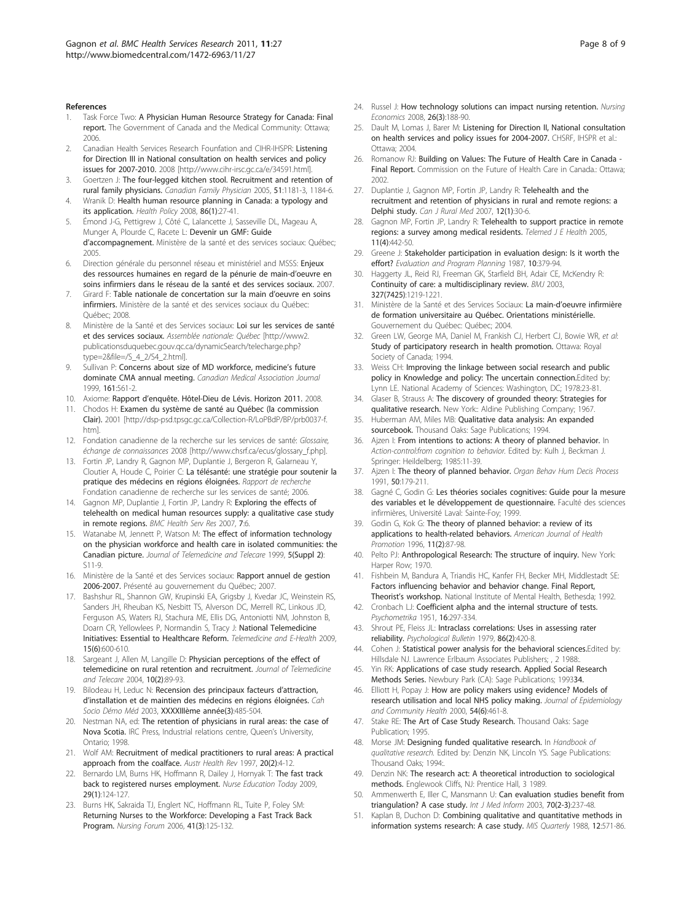## References

1. Task Force Two: **A Physician Human Resource Strategy for Canada: Final report.** The Government of Canada and the Medical Community: Ottawa; 2006.
2. Canadian Health Services Research Founfation and CIHR-IHSPR: **Listening for Direction III in National consultation on health services and policy issues for 2007-2010.** 2008 [http://www.cihr-irsc.gc.ca/e/34591.html].
3. Goertzen J: **The four-legged kitchen stool. Recruitment and retention of rural family physicians.** *Canadian Family Physician* 2005, **51**:1181-3, 1184-6.
4. Wranik D: **Health human resource planning in Canada: a typology and its application.** *Health Policy* 2008, **86(1)**:27-41.
5. Émond J-G, Pettigrew J, Côté C, Lalancette J, Sasseville DL, Mageau A, Munger A, Plourde C, Racete L: **Devenir un GMF: Guide d'accompagnement.** Ministère de la santé et des services sociaux: Québec; 2005.
6. Direction générale du personnel réseau et ministériel and MSSS: **Enjeux des ressources humaines en regard de la pénurie de main-d'oeuvre en soins infirmiers dans le réseau de la santé et des services sociaux.** 2007.
7. Girard F: **Table nationale de concertation sur la main d'oeuvre en soins infirmiers.** Ministère de la santé et des services sociaux du Québec: Québec; 2008.
8. Ministère de la Santé et des Services sociaux: **Loi sur les services de santé et des services sociaux.** *Assemblée nationale: Québec* [http://www2.publicationsduquebec.gouv.qc.ca/dynamicSearch/telecharge.php?type=2&file=/S_4_2/S4_2.html].
9. Sullivan P: **Concerns about size of MD workforce, medicine's future dominate CMA annual meeting.** *Canadian Medical Association Journal* 1999, **161**:561-2.
10. Axiome: **Rapport d'enquête. Hôtel-Dieu de Lévis. Horizon 2011.** 2008.
11. Chodos H: **Examen du système de santé au Québec (la commission Clair).** 2001 [http://dsp-psd.tpsgc.gc.ca/Collection-R/LoPBdP/BP/prb0037-f.htm].
12. Fondation canadienne de la recherche sur les services de santé: *Glossaire, échange de connaissances* 2008 [http://www.chsrf.ca/ecus/glossary_f.php].
13. Fortin JP, Landry R, Gagnon MP, Duplantie J, Bergeron R, Galarneau Y, Cloutier A, Houde C, Poirier C: **La télésanté: une stratégie pour soutenir la pratique des médecins en régions éloignées.** *Rapport de recherche* Fondation canadienne de recherche sur les services de santé; 2006.
14. Gagnon MP, Duplantie J, Fortin JP, Landry R: **Exploring the effects of telehealth on medical human resources supply: a qualitative case study in remote regions.** *BMC Health Serv Res* 2007, **7**:6.
15. Watanabe M, Jennett P, Watson M: **The effect of information technology on the physician workforce and health care in isolated communities: the Canadian picture.** *Journal of Telemedicine and Telecare* 1999, **5(Suppl 2)**: S11-9.
16. Ministère de la Santé et des Services sociaux: **Rapport annuel de gestion 2006-2007.** Présenté au gouvernement du Québec; 2007.
17. Bashshur RL, Shannon GW, Krupinski EA, Grigsby J, Kvedar JC, Weinstein RS, Sanders JH, Rheuban KS, Nesbitt TS, Alverson DC, Merrell RC, Linkous JD, Ferguson AS, Waters RJ, Stachura ME, Ellis DG, Antoniotti NM, Johnston B, Doarn CR, Yellowlees P, Normandin S, Tracy J: **National Telemedicine Initiatives: Essential to Healthcare Reform.** *Telemedicine and E-Health* 2009, **15(6)**:600-610.
18. Sargeant J, Allen M, Langille D: **Physician perceptions of the effect of telemedicine on rural retention and recruitment.** *Journal of Telemedicine and Telecare* 2004, **10(2)**:89-93.
19. Bilodeau H, Leduc N: **Recension des principaux facteurs d'attraction, d'installation et de maintien des médecins en régions éloignées.** *Cah Socio Démo Méd* 2003, **XXXXIIIème année(3)**:485-504.
20. Nestman NA, ed: **The retention of physicians in rural areas: the case of Nova Scotia.** IRC Press, Industrial relations centre, Queen's University, Ontario; 1998.
21. Wolf AM: **Recruitment of medical practitioners to rural areas: A practical approach from the coalface.** *Austr Health Rev* 1997, **20(2)**:4-12.
22. Bernardo LM, Burns HK, Hoffmann R, Dailey J, Hornyak T: **The fast track back to registered nurses employment.** *Nurse Education Today* 2009, **29(1)**:124-127.
23. Burns HK, Sakraida TJ, Englert NC, Hoffmann RL, Tuite P, Foley SM: **Returning Nurses to the Workforce: Developing a Fast Track Back Program.** *Nursing Forum* 2006, **41(3)**:125-132.
24. Russel J: **How technology solutions can impact nursing retention.** *Nursing Economics* 2008, **26(3)**:188-90.
25. Dault M, Lomas J, Barer M: **Listening for Direction II, National consultation on health services and policy issues for 2004-2007.** CHSRF, IHSPR et al.: Ottawa; 2004.
26. Romanow RJ: **Building on Values: The Future of Health Care in Canada - Final Report.** Commission on the Future of Health Care in Canada.: Ottawa; 2002.
27. Duplantie J, Gagnon MP, Fortin JP, Landry R: **Telehealth and the recruitment and retention of physicians in rural and remote regions: a Delphi study.** *Can J Rural Med* 2007, **12(1)**:30-6.
28. Gagnon MP, Fortin JP, Landry R: **Telehealth to support practice in remote regions: a survey among medical residents.** *Telemed J E Health* 2005, **11(4)**:442-50.
29. Greene J: **Stakeholder participation in evaluation design: Is it worth the effort?** *Evaluation and Program Planning* 1987, **10**:379-94.
30. Haggerty JL, Reid RJ, Freeman GK, Starfield BH, Adair CE, McKendry R: **Continuity of care: a multidisciplinary review.** *BMJ* 2003, **327(7425)**:1219-1221.
31. Ministère de la Santé et des Services Sociaux: **La main-d'oeuvre infirmière de formation universitaire au Québec. Orientations ministérielle.** Gouvernement du Québec: Québec; 2004.
32. Green LW, George MA, Daniel M, Frankish CJ, Herbert CJ, Bowie WR, *et al*: **Study of participatory research in health promotion.** Ottawa: Royal Society of Canada; 1994.
33. Weiss CH: **Improving the linkage between social research and public policy in Knowledge and policy: The uncertain connection.**Edited by: Lynn LE. National Academy of Sciences: Washington, DC; 1978:23-81.
34. Glaser B, Strauss A: **The discovery of grounded theory: Strategies for qualitative research.** New York:: Aldine Publishing Company; 1967.
35. Huberman AM, Miles MB: **Qualitative data analysis: An expanded sourcebook.** Thousand Oaks: Sage Publications; 1994.
36. Ajzen I: **From intentions to actions: A theory of planned behavior.** In *Action-control:from cognition to behavior.* Edited by: Kulh J, Beckman J. Springer: Heildelberg; 1985:11-39.
37. Ajzen I: **The theory of planned behavior.** *Organ Behav Hum Decis Process* 1991, **50**:179-211.
38. Gagné C, Godin G: **Les théories sociales cognitives: Guide pour la mesure des variables et le développement de questionnaire.** Faculté des sciences infirmières, Université Laval: Sainte-Foy; 1999.
39. Godin G, Kok G: **The theory of planned behavior: a review of its applications to health-related behaviors.** *American Journal of Health Promotion* 1996, **11(2)**:87-98.
40. Pelto PJ: **Anthropological Research: The structure of inquiry.** New York: Harper Row; 1970.
41. Fishbein M, Bandura A, Triandis HC, Kanfer FH, Becker MH, Middlestadt SE: **Factors influencing behavior and behavior change. Final Report, Theorist's workshop.** National Institute of Mental Health, Bethesda; 1992.
42. Cronbach LJ: **Coefficient alpha and the internal structure of tests.** *Psychometrika* 1951, **16**:297-334.
43. Shrout PE, Fleiss JL: **Intraclass correlations: Uses in assessing rater reliability.** *Psychological Bulletin* 1979, **86(2)**:420-8.
44. Cohen J: **Statistical power analysis for the behavioral sciences.**Edited by: Hillsdale NJ. Lawrence Erlbaum Associates Publishers; , 2 1988:.
45. Yin RK: **Applications of case study research. Applied Social Research Methods Series.** Newbury Park (CA): Sage Publications; 199334.
46. Elliott H, Popay J: **How are policy makers using evidence? Models of research utilisation and local NHS policy making.** *Journal of Epidemiology and Community Health* 2000, **54(6)**:461-8.
47. Stake RE: **The Art of Case Study Research.** Thousand Oaks: Sage Publication; 1995.
48. Morse JM: **Designing funded qualitative research.** In *Handbook of qualitative research.* Edited by: Denzin NK, Lincoln YS. Sage Publications: Thousand Oaks; 1994:.
49. Denzin NK: **The research act: A theoretical introduction to sociological methods.** Englewook Cliffs, NJ: Prentice Hall, 3 1989.
50. Ammenwerth E, Iller C, Mansmann U: **Can evaluation studies benefit from triangulation? A case study.** *Int J Med Inform* 2003, **70(2-3)**:237-48.
51. Kaplan B, Duchon D: **Combining qualitative and quantitative methods in information systems research: A case study.** *MIS Quarterly* 1988, **12**:571-86.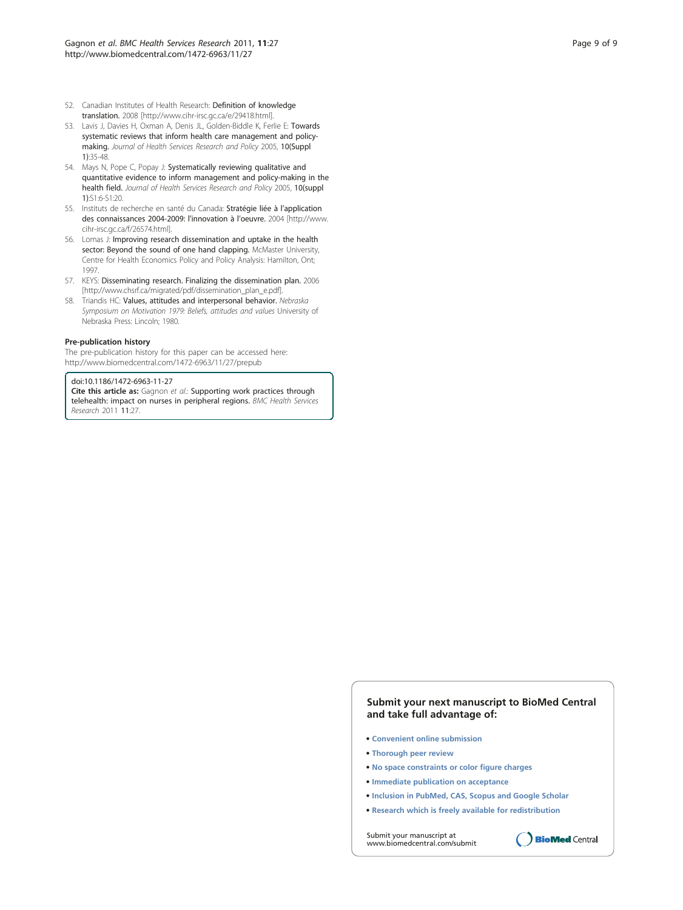52. Canadian Institutes of Health Research: **Definition of knowledge translation.** 2008 [http://www.cihr-irsc.gc.ca/e/29418.html].
53. Lavis J, Davies H, Oxman A, Denis JL, Golden-Biddle K, Ferlie E: **Towards systematic reviews that inform health care management and policy-making.** *Journal of Health Services Research and Policy* 2005, **10(Suppl 1)**:35-48.
54. Mays N, Pope C, Popay J: **Systematically reviewing qualitative and quantitative evidence to inform management and policy-making in the health field.** *Journal of Health Services Research and Policy* 2005, **10(suppl 1)**:S1:6-S1:20.
55. Instituts de recherche en santé du Canada: **Stratégie liée à l'application des connaissances 2004-2009: l'innovation à l'oeuvre.** 2004 [http://www.cihr-irsc.gc.ca/f/26574.html].
56. Lomas J: **Improving research dissemination and uptake in the health sector: Beyond the sound of one hand clapping.** McMaster University, Centre for Health Economics Policy and Policy Analysis: Hamilton, Ont; 1997.
57. KEYS: **Disseminating research. Finalizing the dissemination plan.** 2006 [http://www.chsrf.ca/migrated/pdf/dissemination_plan_e.pdf].
58. Triandis HC: **Values, attitudes and interpersonal behavior.** *Nebraska Symposium on Motivation 1979: Beliefs, attitudes and values* University of Nebraska Press: Lincoln; 1980.

### Pre-publication history

The pre-publication history for this paper can be accessed here:
http://www.biomedcentral.com/1472-6963/11/27/prepub

doi:10.1186/1472-6963-11-27

**Cite this article as:** Gagnon *et al.*: Supporting work practices through telehealth: impact on nurses in peripheral regions. *BMC Health Services Research* 2011 **11**:27.

**Submit your next manuscript to BioMed Central and take full advantage of:**

- Convenient online submission
- Thorough peer review
- No space constraints or color figure charges
- Immediate publication on acceptance
- Inclusion in PubMed, CAS, Scopus and Google Scholar
- Research which is freely available for redistribution

Submit your manuscript at
www.biomedcentral.com/submit

BioMed Central